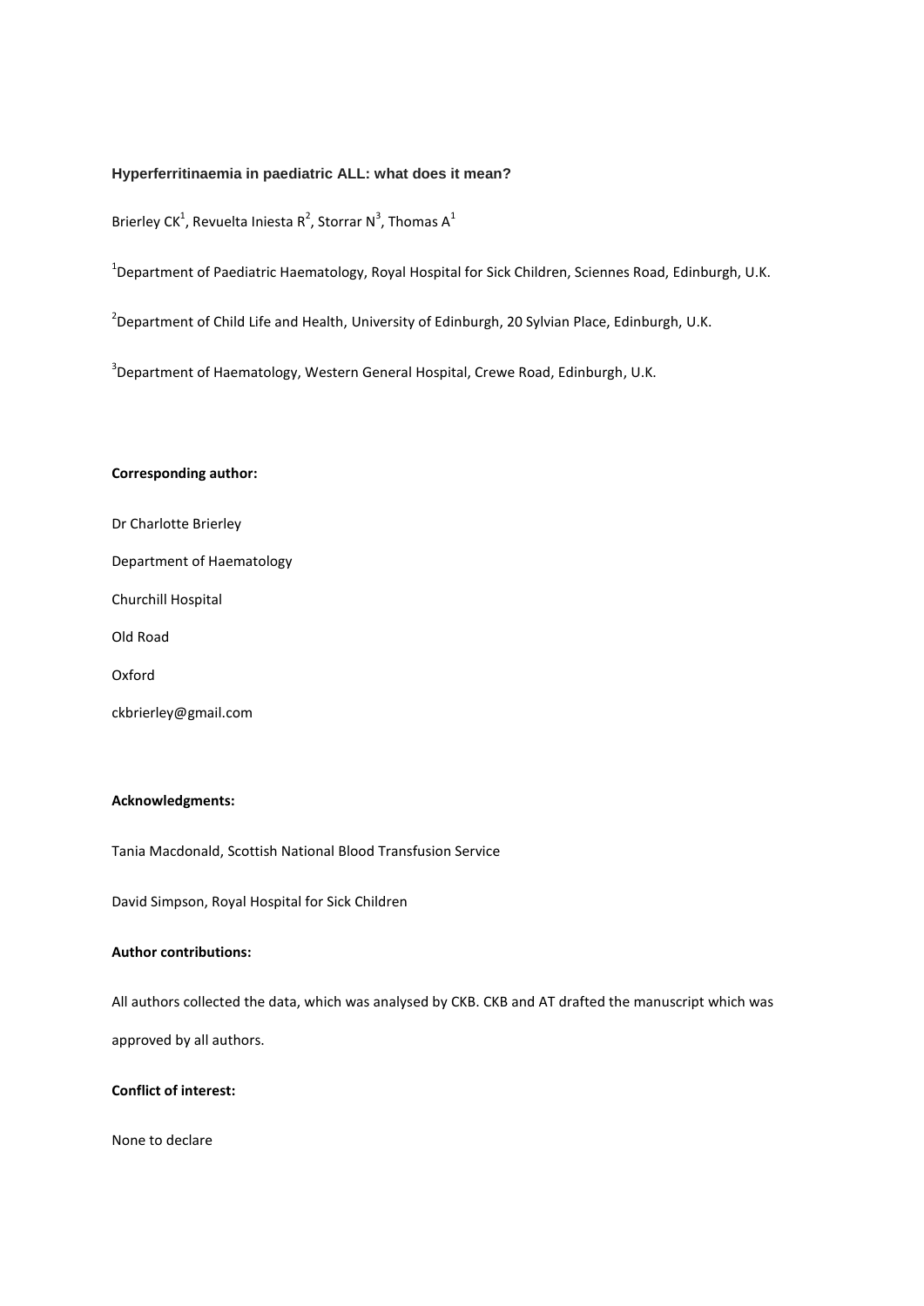# Hyperferritinaemia in paediatric ALL: what does it mean?

Brierley CK[1], Revuelta Iniesta R[2], Storrar N[3], Thomas A[1]

[1]Department of Paediatric Haematology, Royal Hospital for Sick Children, Sciennes Road, Edinburgh, U.K.

[2]Department of Child Life and Health, University of Edinburgh, 20 Sylvian Place, Edinburgh, U.K.

[3]Department of Haematology, Western General Hospital, Crewe Road, Edinburgh, U.K.

**Corresponding author:**

Dr Charlotte Brierley

Department of Haematology

Churchill Hospital

Old Road

Oxford

ckbrierley@gmail.com

**Acknowledgments:**

Tania Macdonald, Scottish National Blood Transfusion Service

David Simpson, Royal Hospital for Sick Children

**Author contributions:**

All authors collected the data, which was analysed by CKB. CKB and AT drafted the manuscript which was approved by all authors.

**Conflict of interest:**

None to declare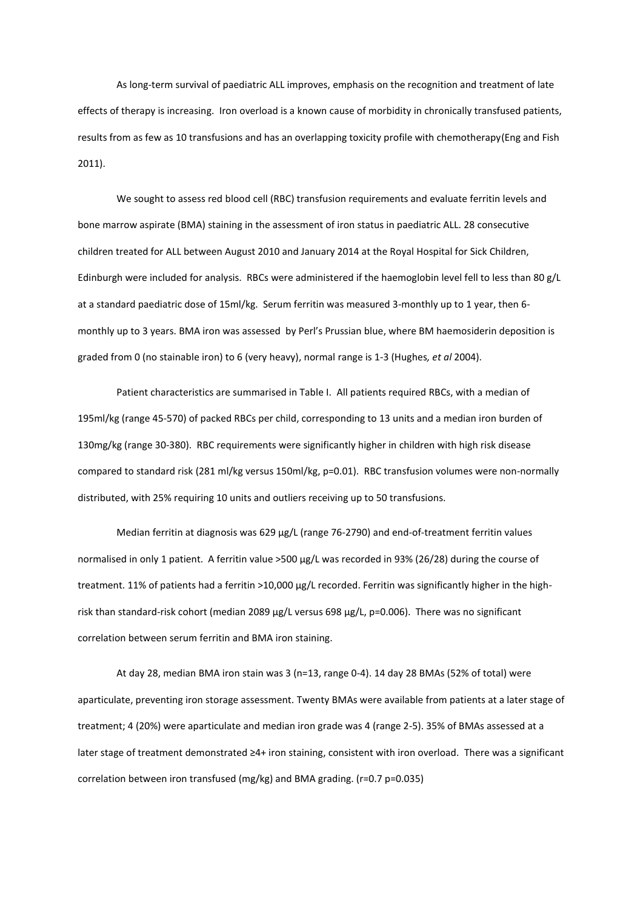As long-term survival of paediatric ALL improves, emphasis on the recognition and treatment of late effects of therapy is increasing. Iron overload is a known cause of morbidity in chronically transfused patients, results from as few as 10 transfusions and has an overlapping toxicity profile with chemotherapy(Eng and Fish 2011).

We sought to assess red blood cell (RBC) transfusion requirements and evaluate ferritin levels and bone marrow aspirate (BMA) staining in the assessment of iron status in paediatric ALL. 28 consecutive children treated for ALL between August 2010 and January 2014 at the Royal Hospital for Sick Children, Edinburgh were included for analysis. RBCs were administered if the haemoglobin level fell to less than 80 g/L at a standard paediatric dose of 15ml/kg. Serum ferritin was measured 3-monthly up to 1 year, then 6-monthly up to 3 years. BMA iron was assessed by Perl's Prussian blue, where BM haemosiderin deposition is graded from 0 (no stainable iron) to 6 (very heavy), normal range is 1-3 (Hughes*, et al* 2004).

Patient characteristics are summarised in Table I. All patients required RBCs, with a median of 195ml/kg (range 45-570) of packed RBCs per child, corresponding to 13 units and a median iron burden of 130mg/kg (range 30-380). RBC requirements were significantly higher in children with high risk disease compared to standard risk (281 ml/kg versus 150ml/kg, $p=0.01$). RBC transfusion volumes were non-normally distributed, with 25% requiring 10 units and outliers receiving up to 50 transfusions.

Median ferritin at diagnosis was 629 µg/L (range 76-2790) and end-of-treatment ferritin values normalised in only 1 patient. A ferritin value >500 µg/L was recorded in 93% (26/28) during the course of treatment. 11% of patients had a ferritin >10,000 µg/L recorded. Ferritin was significantly higher in the high-risk than standard-risk cohort (median 2089 µg/L versus 698 µg/L, $p=0.006$). There was no significant correlation between serum ferritin and BMA iron staining.

At day 28, median BMA iron stain was 3 (n=13, range 0-4). 14 day 28 BMAs (52% of total) were aparticulate, preventing iron storage assessment. Twenty BMAs were available from patients at a later stage of treatment; 4 (20%) were aparticulate and median iron grade was 4 (range 2-5). 35% of BMAs assessed at a later stage of treatment demonstrated ≥4+ iron staining, consistent with iron overload. There was a significant correlation between iron transfused (mg/kg) and BMA grading. ($r=0.7$ $p=0.035$)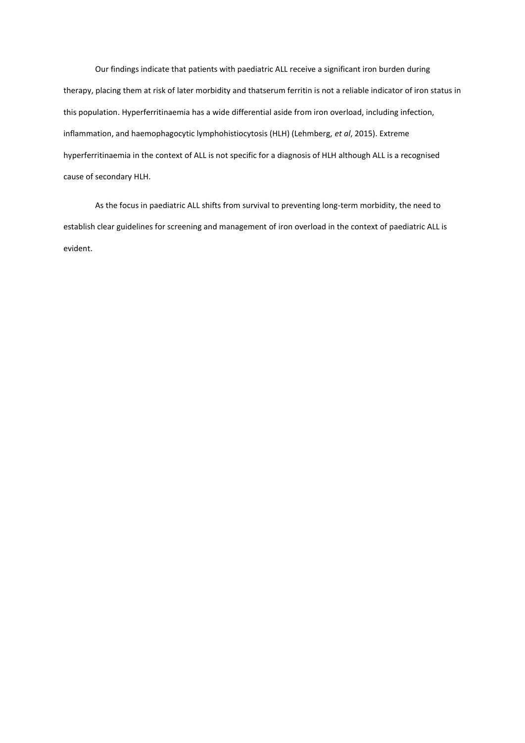Our findings indicate that patients with paediatric ALL receive a significant iron burden during therapy, placing them at risk of later morbidity and thatserum ferritin is not a reliable indicator of iron status in this population. Hyperferritinaemia has a wide differential aside from iron overload, including infection, inflammation, and haemophagocytic lymphohistiocytosis (HLH) (Lehmberg, *et al*, 2015). Extreme hyperferritinaemia in the context of ALL is not specific for a diagnosis of HLH although ALL is a recognised cause of secondary HLH.

As the focus in paediatric ALL shifts from survival to preventing long-term morbidity, the need to establish clear guidelines for screening and management of iron overload in the context of paediatric ALL is evident.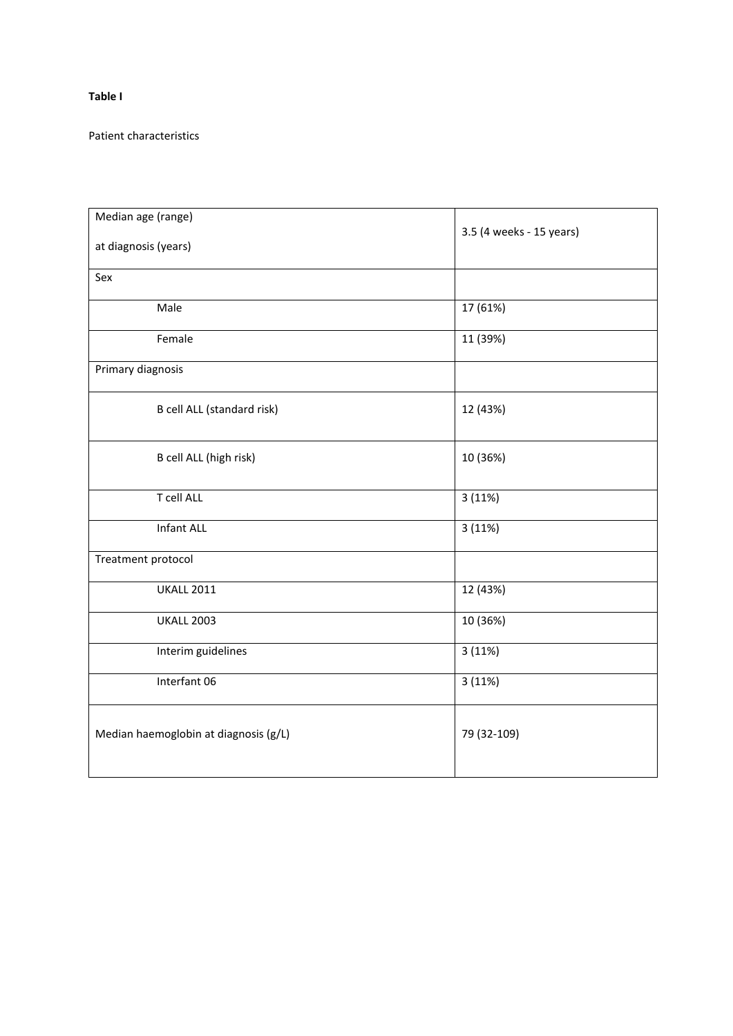**Table I**

Patient characteristics

| Median age (range) at diagnosis (years) | 3.5 (4 weeks - 15 years) |
|---|---|
| Sex | |
| Male | 17 (61%) |
| Female | 11 (39%) |
| Primary diagnosis | |
| B cell ALL (standard risk) | 12 (43%) |
| B cell ALL (high risk) | 10 (36%) |
| T cell ALL | 3 (11%) |
| Infant ALL | 3 (11%) |
| Treatment protocol | |
| UKALL 2011 | 12 (43%) |
| UKALL 2003 | 10 (36%) |
| Interim guidelines | 3 (11%) |
| Interfant 06 | 3 (11%) |
| Median haemoglobin at diagnosis (g/L) | 79 (32-109) |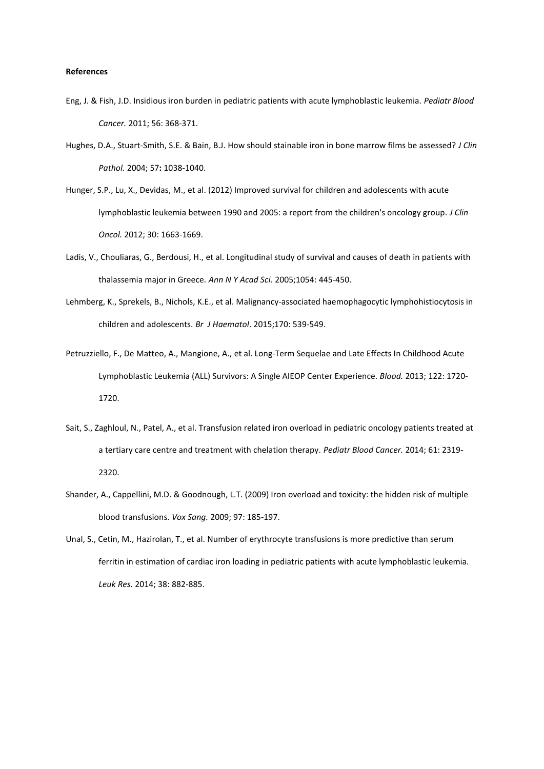**References**

Eng, J. & Fish, J.D. Insidious iron burden in pediatric patients with acute lymphoblastic leukemia. *Pediatr Blood Cancer.* 2011; 56: 368-371.

Hughes, D.A., Stuart-Smith, S.E. & Bain, B.J. How should stainable iron in bone marrow films be assessed? *J Clin Pathol.* 2004; 57**:** 1038-1040.

Hunger, S.P., Lu, X., Devidas, M., et al. (2012) Improved survival for children and adolescents with acute lymphoblastic leukemia between 1990 and 2005: a report from the children's oncology group. *J Clin Oncol.* 2012; 30: 1663-1669.

Ladis, V., Chouliaras, G., Berdousi, H., et al. Longitudinal study of survival and causes of death in patients with thalassemia major in Greece. *Ann N Y Acad Sci.* 2005;1054: 445-450.

Lehmberg, K., Sprekels, B., Nichols, K.E., et al. Malignancy-associated haemophagocytic lymphohistiocytosis in children and adolescents. *Br J Haematol*. 2015;170: 539-549.

Petruzziello, F., De Matteo, A., Mangione, A., et al. Long-Term Sequelae and Late Effects In Childhood Acute Lymphoblastic Leukemia (ALL) Survivors: A Single AIEOP Center Experience. *Blood.* 2013; 122: 1720-1720.

Sait, S., Zaghloul, N., Patel, A., et al. Transfusion related iron overload in pediatric oncology patients treated at a tertiary care centre and treatment with chelation therapy. *Pediatr Blood Cancer.* 2014; 61: 2319-2320.

Shander, A., Cappellini, M.D. & Goodnough, L.T. (2009) Iron overload and toxicity: the hidden risk of multiple blood transfusions. *Vox Sang.* 2009; 97: 185-197.

Unal, S., Cetin, M., Hazirolan, T., et al. Number of erythrocyte transfusions is more predictive than serum ferritin in estimation of cardiac iron loading in pediatric patients with acute lymphoblastic leukemia. *Leuk Res.* 2014; 38: 882-885.